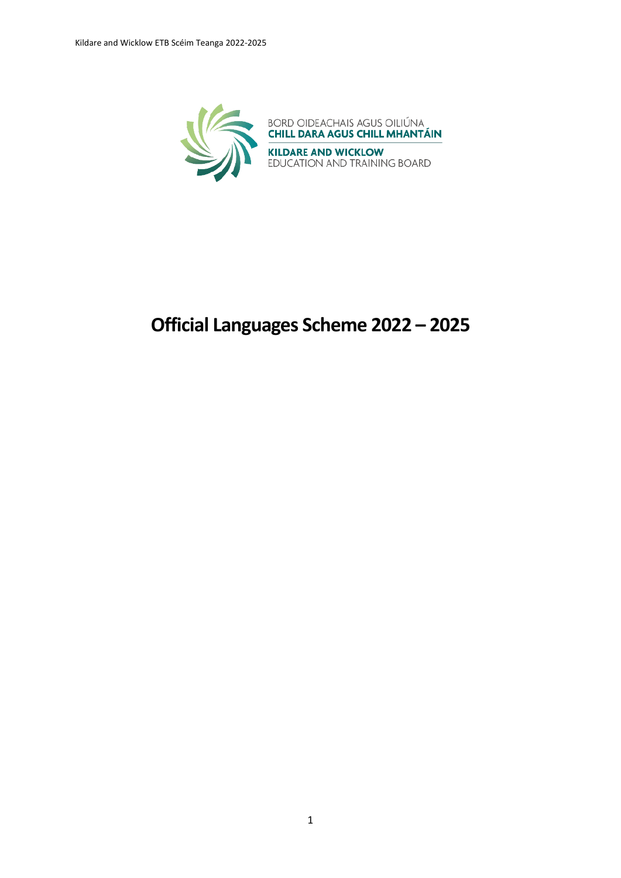BORD OIDEACHAIS AGUS OILIÚNA
**CHILL DARA AGUS CHILL MHANTÁIN**

**KILDARE AND WICKLOW**
EDUCATION AND TRAINING BOARD

# Official Languages Scheme 2022 – 2025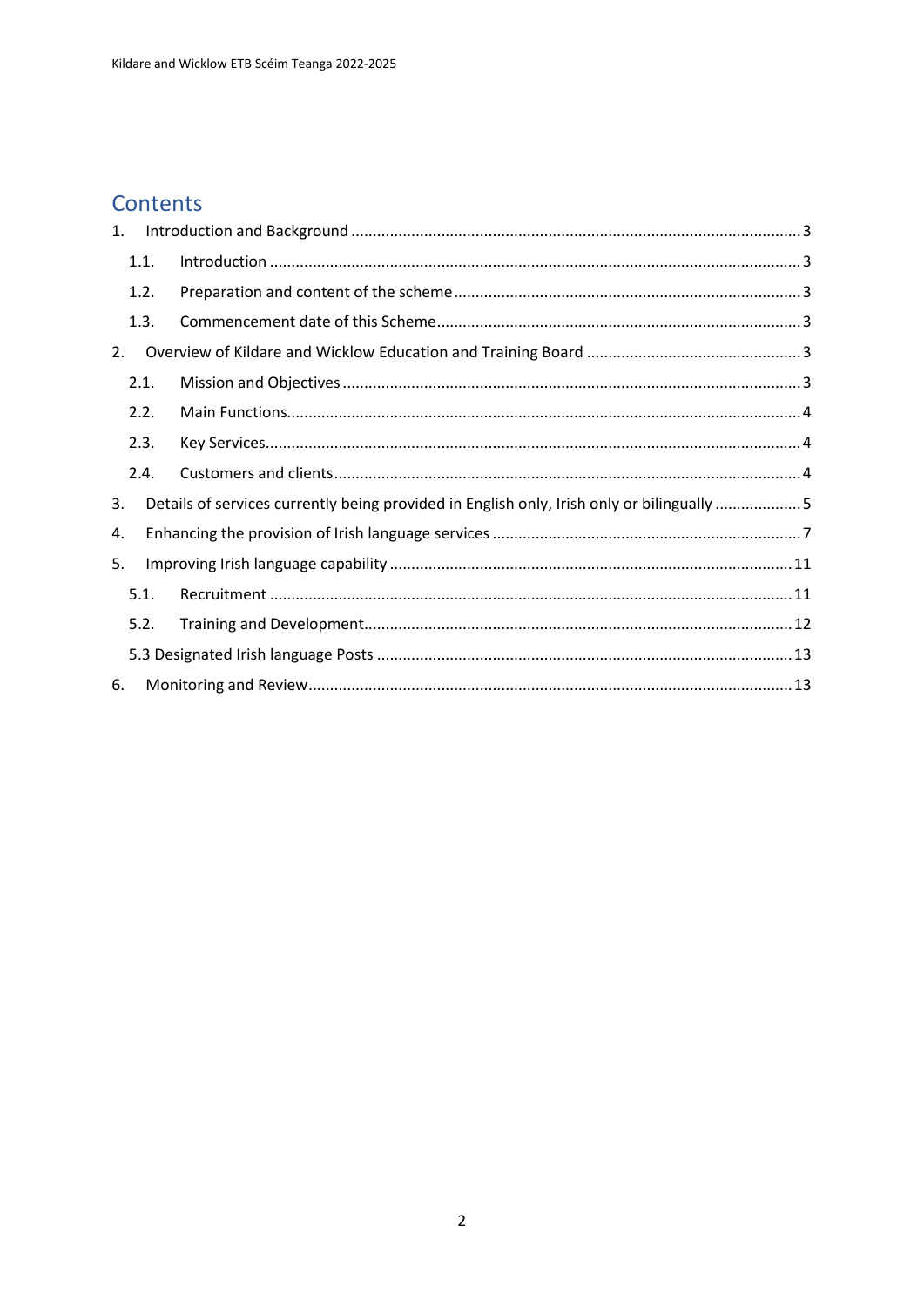# Contents

1. Introduction and Background ........................................................................................................ 3
   - 1.1. Introduction ........................................................................................................................... 3
   - 1.2. Preparation and content of the scheme ................................................................................ 3
   - 1.3. Commencement date of this Scheme ..................................................................................... 3
2. Overview of Kildare and Wicklow Education and Training Board .................................................. 3
   - 2.1. Mission and Objectives .......................................................................................................... 3
   - 2.2. Main Functions ....................................................................................................................... 4
   - 2.3. Key Services ............................................................................................................................ 4
   - 2.4. Customers and clients ............................................................................................................ 4
3. Details of services currently being provided in English only, Irish only or bilingually ..................... 5
4. Enhancing the provision of Irish language services ........................................................................ 7
5. Improving Irish language capability ............................................................................................. 11
   - 5.1. Recruitment ......................................................................................................................... 11
   - 5.2. Training and Development ................................................................................................... 12
   - 5.3 Designated Irish language Posts ................................................................................................ 13
6. Monitoring and Review ................................................................................................................ 13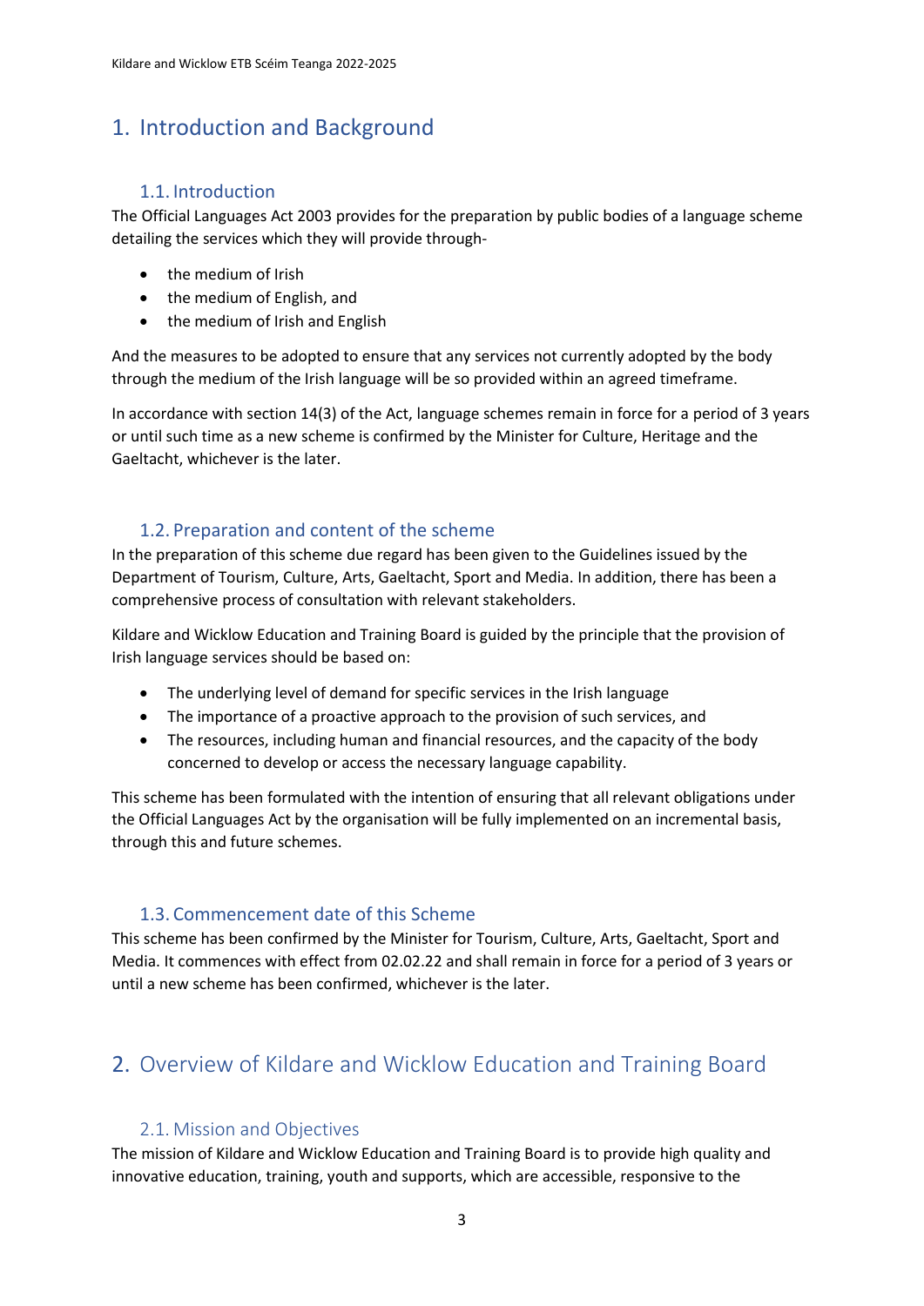# 1. Introduction and Background

## 1.1. Introduction

The Official Languages Act 2003 provides for the preparation by public bodies of a language scheme detailing the services which they will provide through-

- the medium of Irish
- the medium of English, and
- the medium of Irish and English

And the measures to be adopted to ensure that any services not currently adopted by the body through the medium of the Irish language will be so provided within an agreed timeframe.

In accordance with section 14(3) of the Act, language schemes remain in force for a period of 3 years or until such time as a new scheme is confirmed by the Minister for Culture, Heritage and the Gaeltacht, whichever is the later.

## 1.2. Preparation and content of the scheme

In the preparation of this scheme due regard has been given to the Guidelines issued by the Department of Tourism, Culture, Arts, Gaeltacht, Sport and Media. In addition, there has been a comprehensive process of consultation with relevant stakeholders.

Kildare and Wicklow Education and Training Board is guided by the principle that the provision of Irish language services should be based on:

- The underlying level of demand for specific services in the Irish language
- The importance of a proactive approach to the provision of such services, and
- The resources, including human and financial resources, and the capacity of the body concerned to develop or access the necessary language capability.

This scheme has been formulated with the intention of ensuring that all relevant obligations under the Official Languages Act by the organisation will be fully implemented on an incremental basis, through this and future schemes.

## 1.3. Commencement date of this Scheme

This scheme has been confirmed by the Minister for Tourism, Culture, Arts, Gaeltacht, Sport and Media. It commences with effect from 02.02.22 and shall remain in force for a period of 3 years or until a new scheme has been confirmed, whichever is the later.

# 2. Overview of Kildare and Wicklow Education and Training Board

## 2.1. Mission and Objectives

The mission of Kildare and Wicklow Education and Training Board is to provide high quality and innovative education, training, youth and supports, which are accessible, responsive to the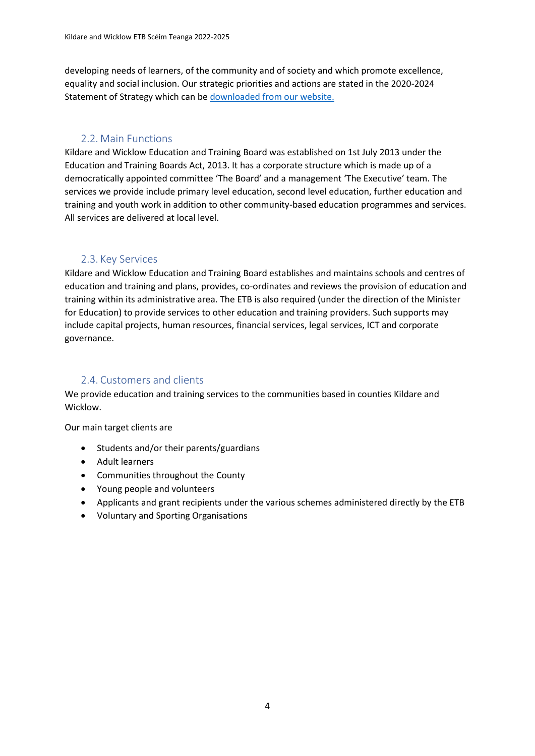developing needs of learners, of the community and of society and which promote excellence, equality and social inclusion. Our strategic priorities and actions are stated in the 2020-2024 Statement of Strategy which can be [downloaded from our website.]()

## 2.2. Main Functions

Kildare and Wicklow Education and Training Board was established on 1st July 2013 under the Education and Training Boards Act, 2013. It has a corporate structure which is made up of a democratically appointed committee 'The Board' and a management 'The Executive' team. The services we provide include primary level education, second level education, further education and training and youth work in addition to other community-based education programmes and services. All services are delivered at local level.

## 2.3. Key Services

Kildare and Wicklow Education and Training Board establishes and maintains schools and centres of education and training and plans, provides, co-ordinates and reviews the provision of education and training within its administrative area. The ETB is also required (under the direction of the Minister for Education) to provide services to other education and training providers. Such supports may include capital projects, human resources, financial services, legal services, ICT and corporate governance.

## 2.4. Customers and clients

We provide education and training services to the communities based in counties Kildare and Wicklow.

Our main target clients are

- Students and/or their parents/guardians
- Adult learners
- Communities throughout the County
- Young people and volunteers
- Applicants and grant recipients under the various schemes administered directly by the ETB
- Voluntary and Sporting Organisations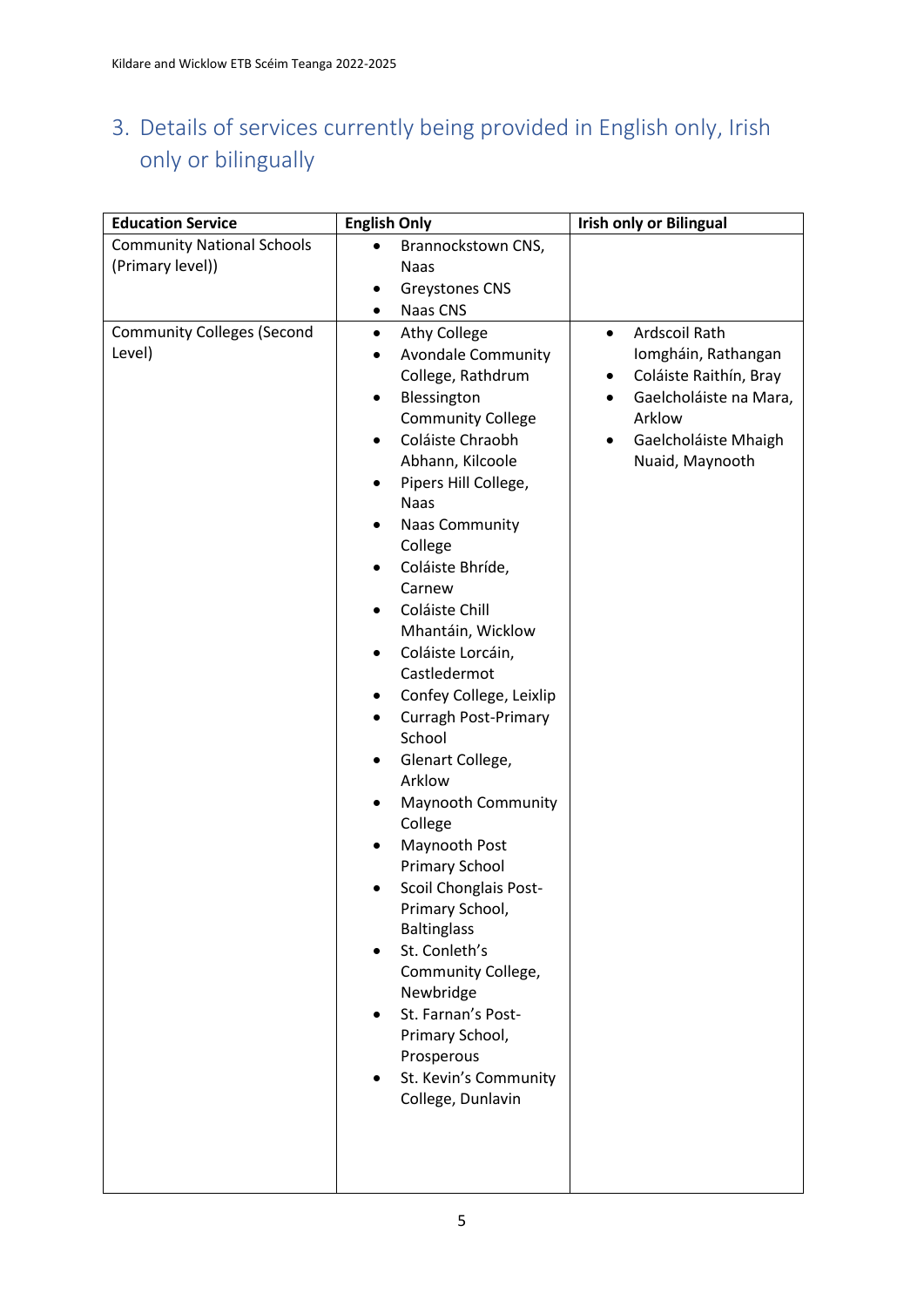## 3. Details of services currently being provided in English only, Irish only or bilingually

| Education Service | English Only | Irish only or Bilingual |
|---|---|---|
| Community National Schools (Primary level)) | • Brannockstown CNS, Naas<br>• Greystones CNS<br>• Naas CNS | |
| Community Colleges (Second Level) | • Athy College<br>• Avondale Community College, Rathdrum<br>• Blessington Community College<br>• Coláiste Chraobh Abhann, Kilcoole<br>• Pipers Hill College, Naas<br>• Naas Community College<br>• Coláiste Bhríde, Carnew<br>• Coláiste Chill Mhantáin, Wicklow<br>• Coláiste Lorcáin, Castledermot<br>• Confey College, Leixlip<br>• Curragh Post-Primary School<br>• Glenart College, Arklow<br>• Maynooth Community College<br>• Maynooth Post Primary School<br>• Scoil Chonglais Post-Primary School, Baltinglass<br>• St. Conleth's Community College, Newbridge<br>• St. Farnan's Post-Primary School, Prosperous<br>• St. Kevin's Community College, Dunlavin | • Ardscoil Rath Iomgháin, Rathangan<br>• Coláiste Raithín, Bray<br>• Gaelcholáiste na Mara, Arklow<br>• Gaelcholáiste Mhaigh Nuaid, Maynooth |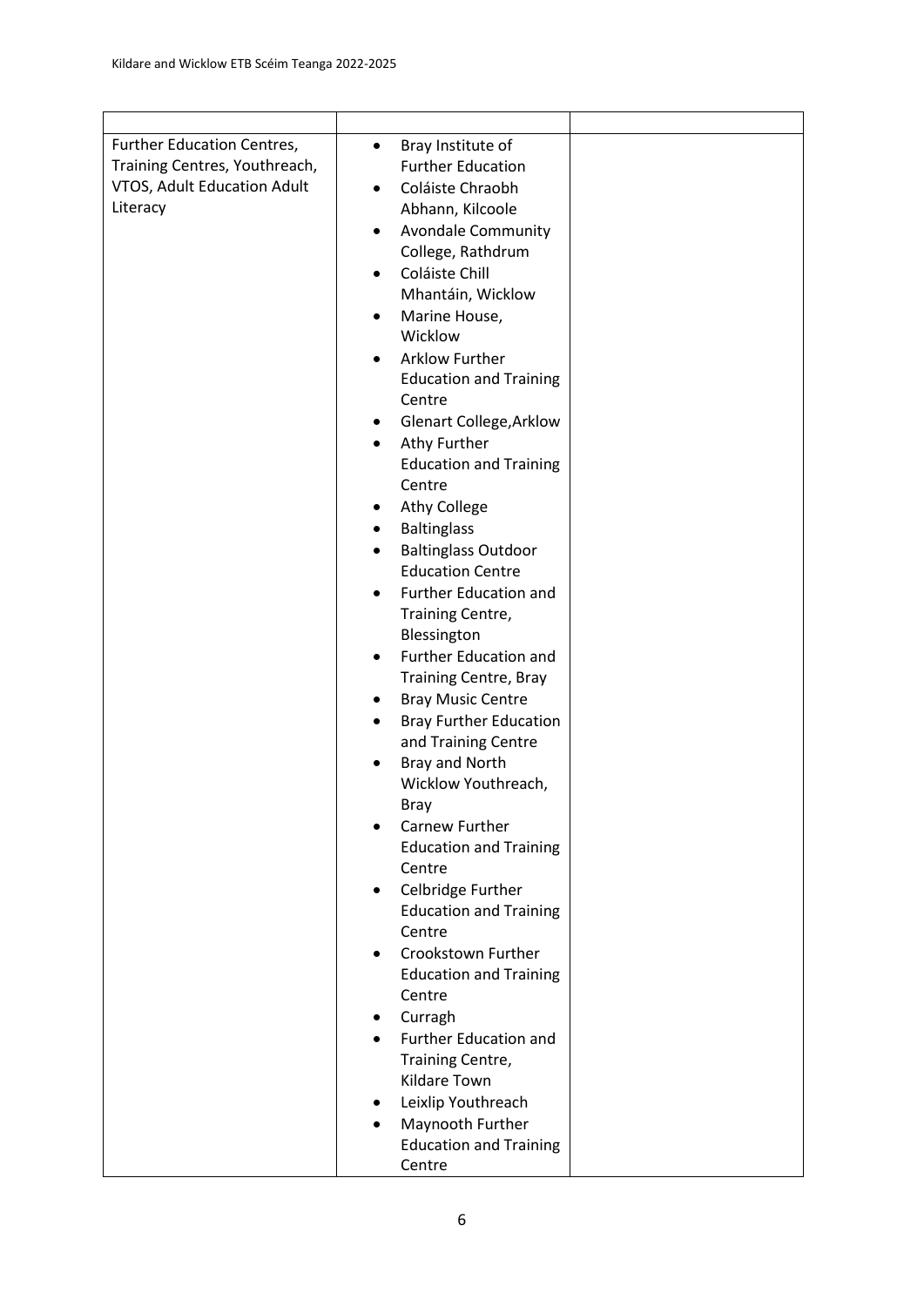| | | |
|---|---|---|
| Further Education Centres, Training Centres, Youthreach, VTOS, Adult Education Adult Literacy | • Bray Institute of Further Education<br>• Coláiste Chraobh Abhann, Kilcoole<br>• Avondale Community College, Rathdrum<br>• Coláiste Chill Mhantáin, Wicklow<br>• Marine House, Wicklow<br>• Arklow Further Education and Training Centre<br>• Glenart College,Arklow<br>• Athy Further Education and Training Centre<br>• Athy College<br>• Baltinglass<br>• Baltinglass Outdoor Education Centre<br>• Further Education and Training Centre, Blessington<br>• Further Education and Training Centre, Bray<br>• Bray Music Centre<br>• Bray Further Education and Training Centre<br>• Bray and North Wicklow Youthreach, Bray<br>• Carnew Further Education and Training Centre<br>• Celbridge Further Education and Training Centre<br>• Crookstown Further Education and Training Centre<br>• Curragh<br>• Further Education and Training Centre, Kildare Town<br>• Leixlip Youthreach<br>• Maynooth Further Education and Training Centre | |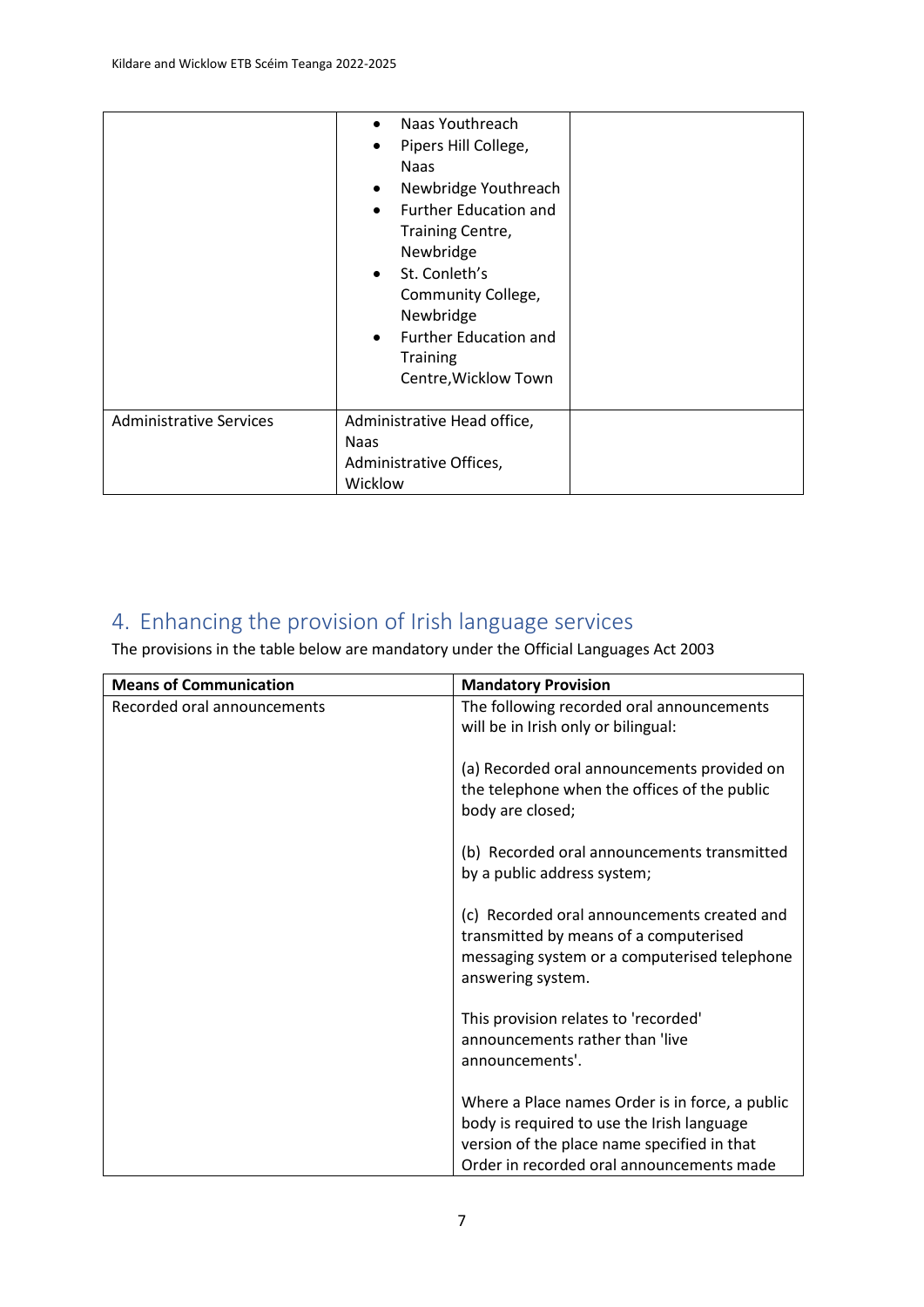| | | |
|---|---|---|
| | • Naas Youthreach<br>• Pipers Hill College, Naas<br>• Newbridge Youthreach<br>• Further Education and Training Centre, Newbridge<br>• St. Conleth's Community College, Newbridge<br>• Further Education and Training Centre,Wicklow Town | |
| Administrative Services | Administrative Head office, Naas<br>Administrative Offices, Wicklow | |

## 4. Enhancing the provision of Irish language services

The provisions in the table below are mandatory under the Official Languages Act 2003

| **Means of Communication** | **Mandatory Provision** |
|---|---|
| Recorded oral announcements | The following recorded oral announcements will be in Irish only or bilingual:<br><br>(a) Recorded oral announcements provided on the telephone when the offices of the public body are closed;<br><br>(b) Recorded oral announcements transmitted by a public address system;<br><br>(c) Recorded oral announcements created and transmitted by means of a computerised messaging system or a computerised telephone answering system.<br><br>This provision relates to 'recorded' announcements rather than 'live announcements'.<br><br>Where a Place names Order is in force, a public body is required to use the Irish language version of the place name specified in that Order in recorded oral announcements made |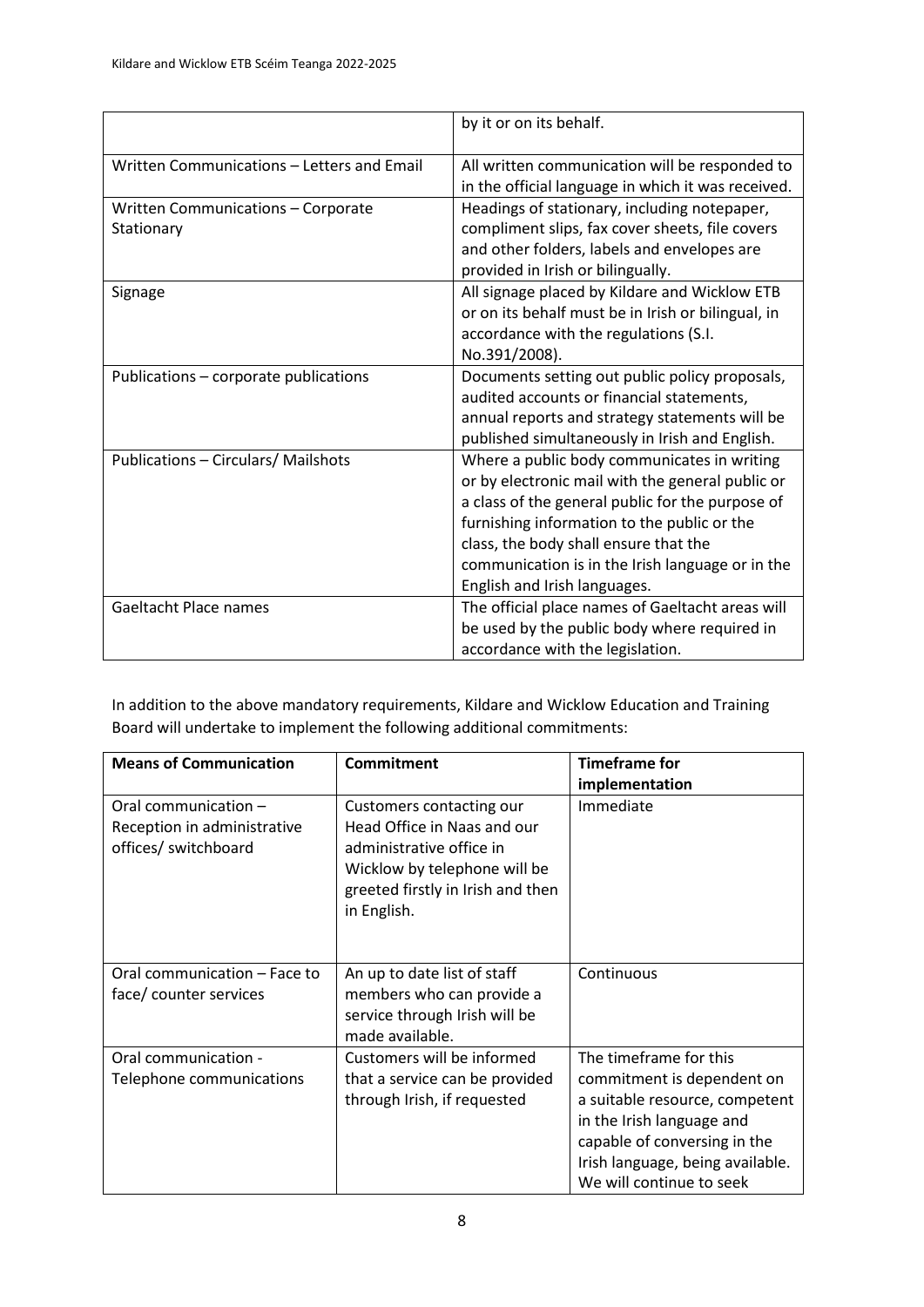| | |
|---|---|
| | by it or on its behalf. |
| Written Communications – Letters and Email | All written communication will be responded to in the official language in which it was received. |
| Written Communications – Corporate Stationary | Headings of stationary, including notepaper, compliment slips, fax cover sheets, file covers and other folders, labels and envelopes are provided in Irish or bilingually. |
| Signage | All signage placed by Kildare and Wicklow ETB or on its behalf must be in Irish or bilingual, in accordance with the regulations (S.I. No.391/2008). |
| Publications – corporate publications | Documents setting out public policy proposals, audited accounts or financial statements, annual reports and strategy statements will be published simultaneously in Irish and English. |
| Publications – Circulars/ Mailshots | Where a public body communicates in writing or by electronic mail with the general public or a class of the general public for the purpose of furnishing information to the public or the class, the body shall ensure that the communication is in the Irish language or in the English and Irish languages. |
| Gaeltacht Place names | The official place names of Gaeltacht areas will be used by the public body where required in accordance with the legislation. |

In addition to the above mandatory requirements, Kildare and Wicklow Education and Training Board will undertake to implement the following additional commitments:

| Means of Communication | Commitment | Timeframe for implementation |
|---|---|---|
| Oral communication – Reception in administrative offices/ switchboard | Customers contacting our Head Office in Naas and our administrative office in Wicklow by telephone will be greeted firstly in Irish and then in English. | Immediate |
| Oral communication – Face to face/ counter services | An up to date list of staff members who can provide a service through Irish will be made available. | Continuous |
| Oral communication - Telephone communications | Customers will be informed that a service can be provided through Irish, if requested | The timeframe for this commitment is dependent on a suitable resource, competent in the Irish language and capable of conversing in the Irish language, being available. We will continue to seek |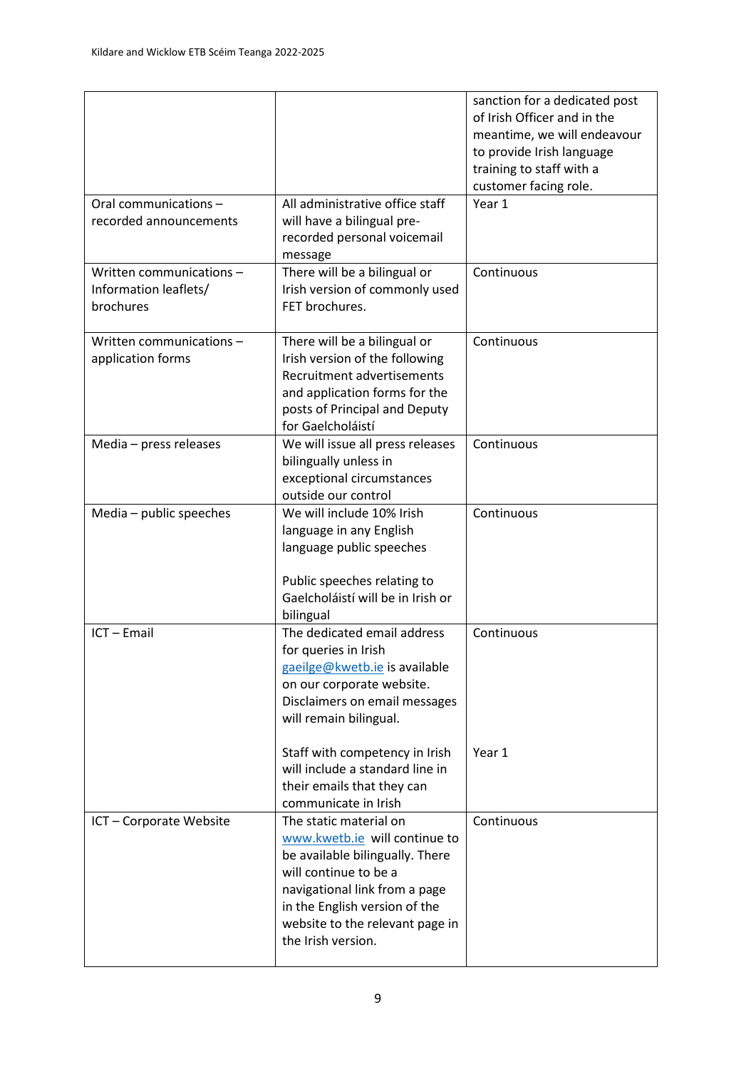| | | |
|---|---|---|
| | | sanction for a dedicated post of Irish Officer and in the meantime, we will endeavour to provide Irish language training to staff with a customer facing role. |
| Oral communications – recorded announcements | All administrative office staff will have a bilingual pre-recorded personal voicemail message | Year 1 |
| Written communications – Information leaflets/ brochures | There will be a bilingual or Irish version of commonly used FET brochures. | Continuous |
| Written communications – application forms | There will be a bilingual or Irish version of the following Recruitment advertisements and application forms for the posts of Principal and Deputy for Gaelcholáistí | Continuous |
| Media – press releases | We will issue all press releases bilingually unless in exceptional circumstances outside our control | Continuous |
| Media – public speeches | We will include 10% Irish language in any English language public speeches<br><br>Public speeches relating to Gaelcholáistí will be in Irish or bilingual | Continuous |
| ICT – Email | The dedicated email address for queries in Irish gaeilge@kwetb.ie is available on our corporate website. Disclaimers on email messages will remain bilingual.<br><br>Staff with competency in Irish will include a standard line in their emails that they can communicate in Irish | Continuous<br><br>Year 1 |
| ICT – Corporate Website | The static material on www.kwetb.ie will continue to be available bilingually. There will continue to be a navigational link from a page in the English version of the website to the relevant page in the Irish version. | Continuous |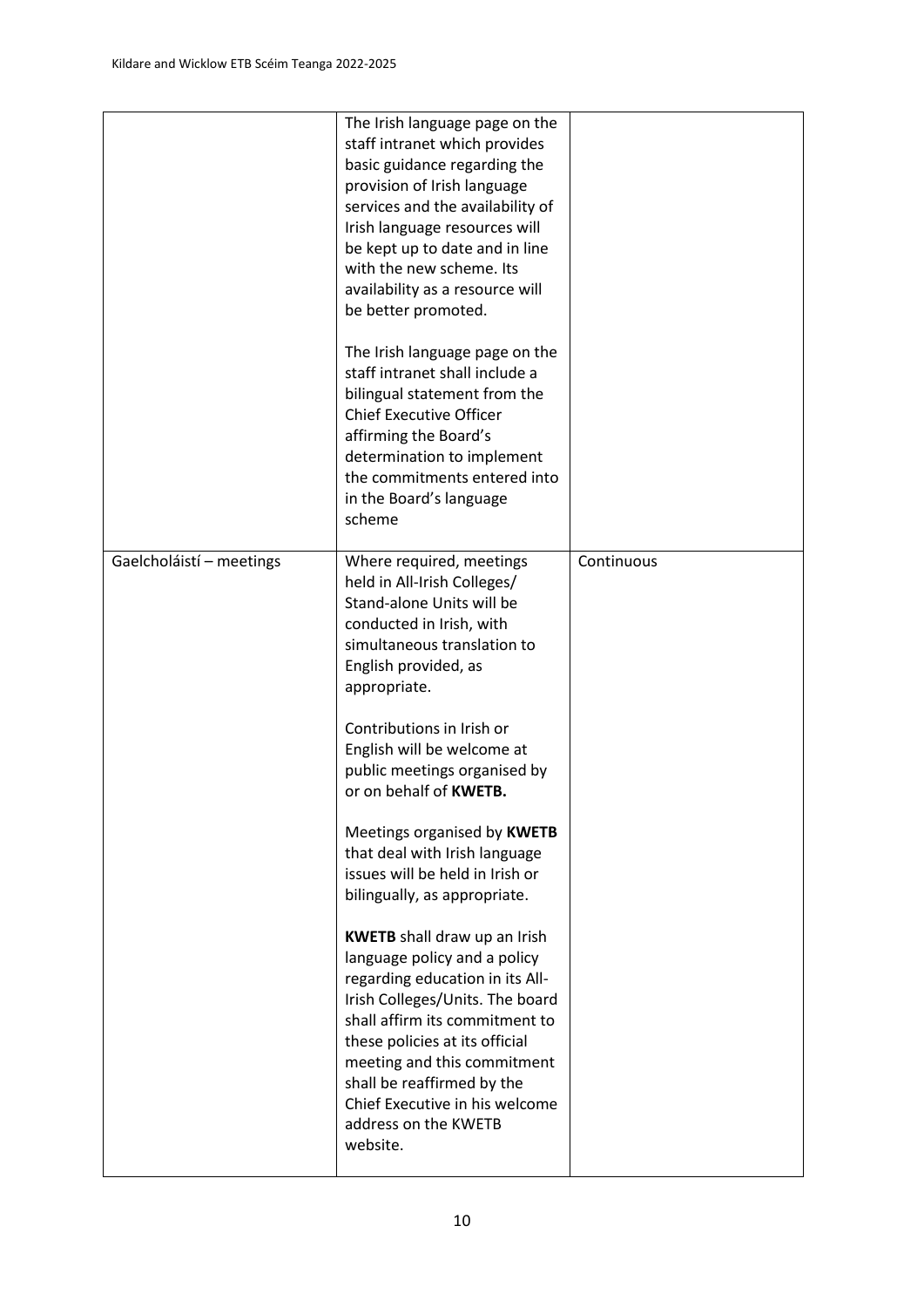| | | |
|---|---|---|
| | The Irish language page on the staff intranet which provides basic guidance regarding the provision of Irish language services and the availability of Irish language resources will be kept up to date and in line with the new scheme. Its availability as a resource will be better promoted.<br><br>The Irish language page on the staff intranet shall include a bilingual statement from the Chief Executive Officer affirming the Board's determination to implement the commitments entered into in the Board's language scheme | |
| Gaelcholáistí – meetings | Where required, meetings held in All-Irish Colleges/ Stand-alone Units will be conducted in Irish, with simultaneous translation to English provided, as appropriate.<br><br>Contributions in Irish or English will be welcome at public meetings organised by or on behalf of **KWETB.**<br><br>Meetings organised by **KWETB** that deal with Irish language issues will be held in Irish or bilingually, as appropriate.<br><br>**KWETB** shall draw up an Irish language policy and a policy regarding education in its All-Irish Colleges/Units. The board shall affirm its commitment to these policies at its official meeting and this commitment shall be reaffirmed by the Chief Executive in his welcome address on the KWETB website. | Continuous |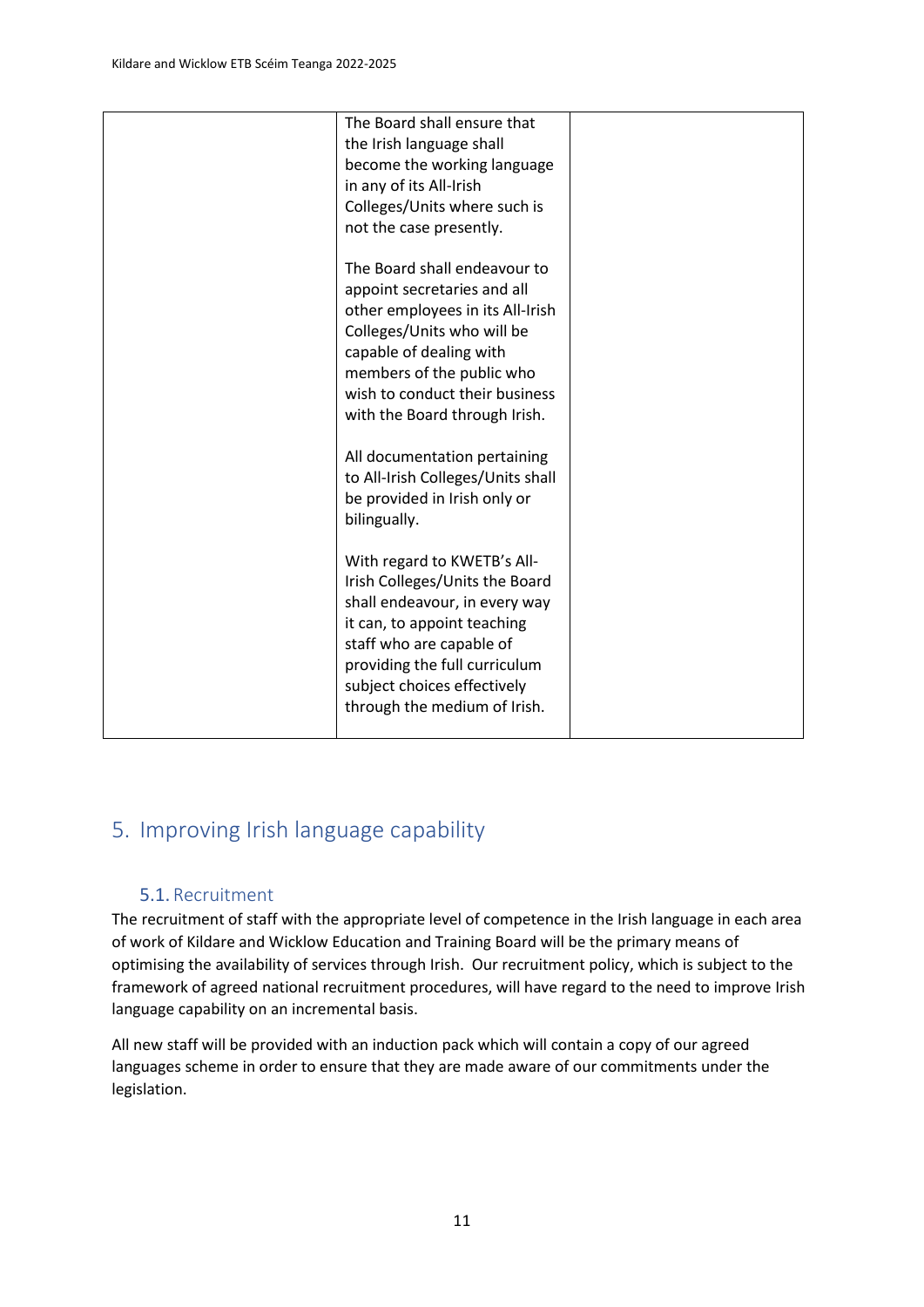|  | The Board shall ensure that the Irish language shall become the working language in any of its All-Irish Colleges/Units where such is not the case presently.<br><br>The Board shall endeavour to appoint secretaries and all other employees in its All-Irish Colleges/Units who will be capable of dealing with members of the public who wish to conduct their business with the Board through Irish.<br><br>All documentation pertaining to All-Irish Colleges/Units shall be provided in Irish only or bilingually.<br><br>With regard to KWETB's All-Irish Colleges/Units the Board shall endeavour, in every way it can, to appoint teaching staff who are capable of providing the full curriculum subject choices effectively through the medium of Irish. |  |
|---|---|---|

## 5. Improving Irish language capability

### 5.1. Recruitment

The recruitment of staff with the appropriate level of competence in the Irish language in each area of work of Kildare and Wicklow Education and Training Board will be the primary means of optimising the availability of services through Irish. Our recruitment policy, which is subject to the framework of agreed national recruitment procedures, will have regard to the need to improve Irish language capability on an incremental basis.

All new staff will be provided with an induction pack which will contain a copy of our agreed languages scheme in order to ensure that they are made aware of our commitments under the legislation.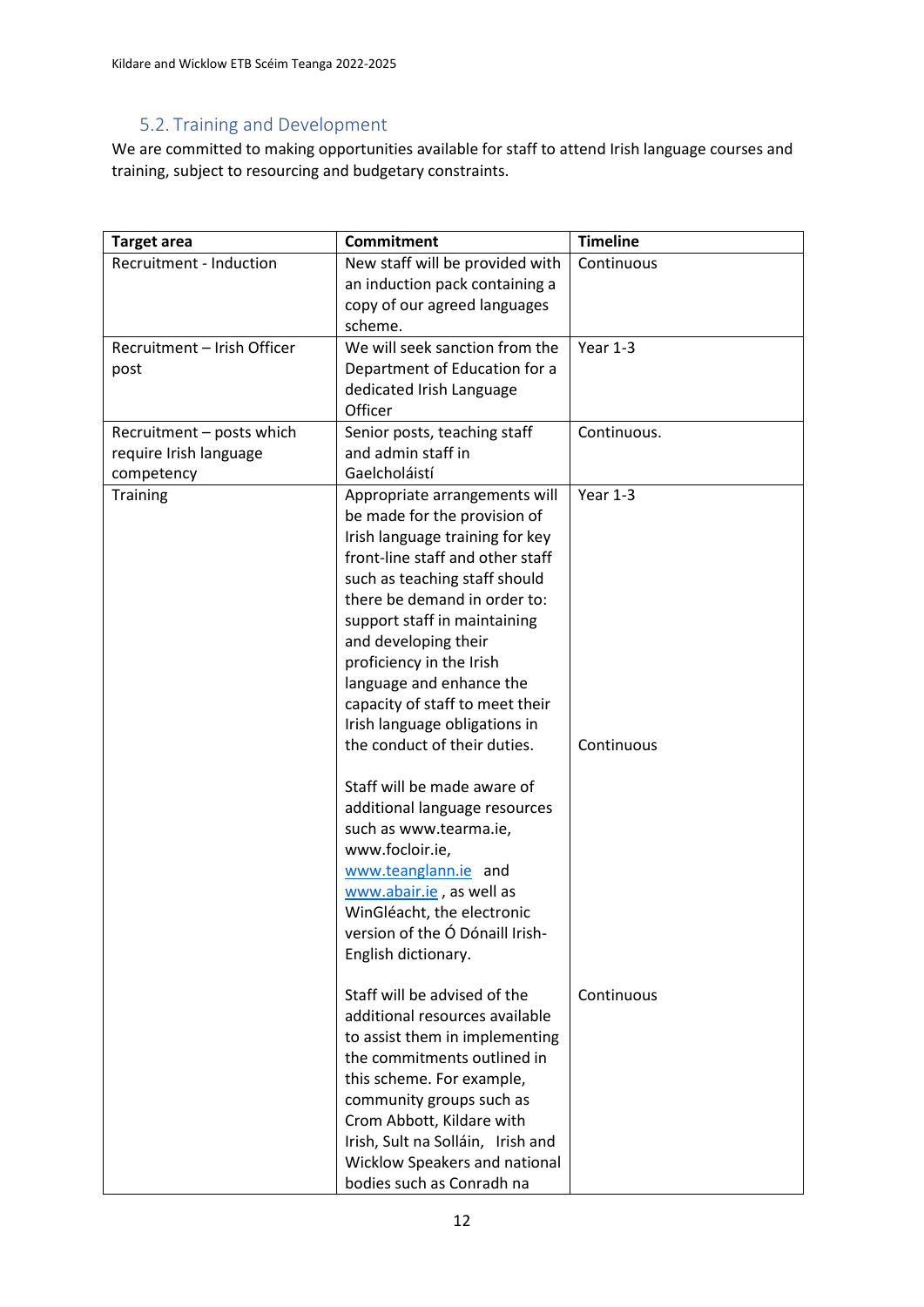## 5.2. Training and Development

We are committed to making opportunities available for staff to attend Irish language courses and training, subject to resourcing and budgetary constraints.

| Target area | Commitment | Timeline |
|---|---|---|
| Recruitment - Induction | New staff will be provided with an induction pack containing a copy of our agreed languages scheme. | Continuous |
| Recruitment – Irish Officer post | We will seek sanction from the Department of Education for a dedicated Irish Language Officer | Year 1-3 |
| Recruitment – posts which require Irish language competency | Senior posts, teaching staff and admin staff in Gaelcholáistí | Continuous. |
| Training | Appropriate arrangements will be made for the provision of Irish language training for key front-line staff and other staff such as teaching staff should there be demand in order to: support staff in maintaining and developing their proficiency in the Irish language and enhance the capacity of staff to meet their Irish language obligations in the conduct of their duties. | Year 1-3 |
| | Staff will be made aware of additional language resources such as www.tearma.ie, www.focloir.ie, www.teanglann.ie and www.abair.ie , as well as WinGléacht, the electronic version of the Ó Dónaill Irish-English dictionary. | Continuous |
| | Staff will be advised of the additional resources available to assist them in implementing the commitments outlined in this scheme. For example, community groups such as Crom Abbott, Kildare with Irish, Sult na Solláin, Irish and Wicklow Speakers and national bodies such as Conradh na | Continuous |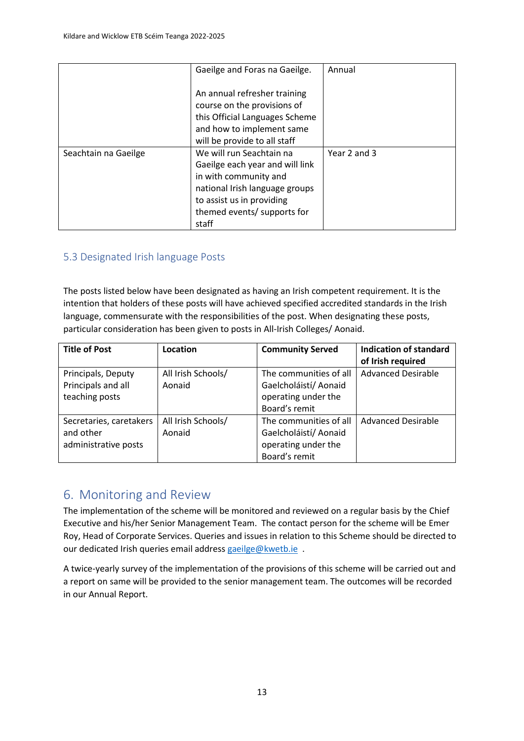| | | |
|---|---|---|
| | Gaeilge and Foras na Gaeilge.<br><br>An annual refresher training course on the provisions of this Official Languages Scheme and how to implement same will be provide to all staff | Annual |
| Seachtain na Gaeilge | We will run Seachtain na Gaeilge each year and will link in with community and national Irish language groups to assist us in providing themed events/ supports for staff | Year 2 and 3 |

### 5.3 Designated Irish language Posts

The posts listed below have been designated as having an Irish competent requirement. It is the intention that holders of these posts will have achieved specified accredited standards in the Irish language, commensurate with the responsibilities of the post. When designating these posts, particular consideration has been given to posts in All-Irish Colleges/ Aonaid.

| Title of Post | Location | Community Served | Indication of standard of Irish required |
|---|---|---|---|
| Principals, Deputy Principals and all teaching posts | All Irish Schools/ Aonaid | The communities of all Gaelcholáistí/ Aonaid operating under the Board's remit | Advanced Desirable |
| Secretaries, caretakers and other administrative posts | All Irish Schools/ Aonaid | The communities of all Gaelcholáistí/ Aonaid operating under the Board's remit | Advanced Desirable |

## 6. Monitoring and Review

The implementation of the scheme will be monitored and reviewed on a regular basis by the Chief Executive and his/her Senior Management Team. The contact person for the scheme will be Emer Roy, Head of Corporate Services. Queries and issues in relation to this Scheme should be directed to our dedicated Irish queries email address gaeilge@kwetb.ie .

A twice-yearly survey of the implementation of the provisions of this scheme will be carried out and a report on same will be provided to the senior management team. The outcomes will be recorded in our Annual Report.